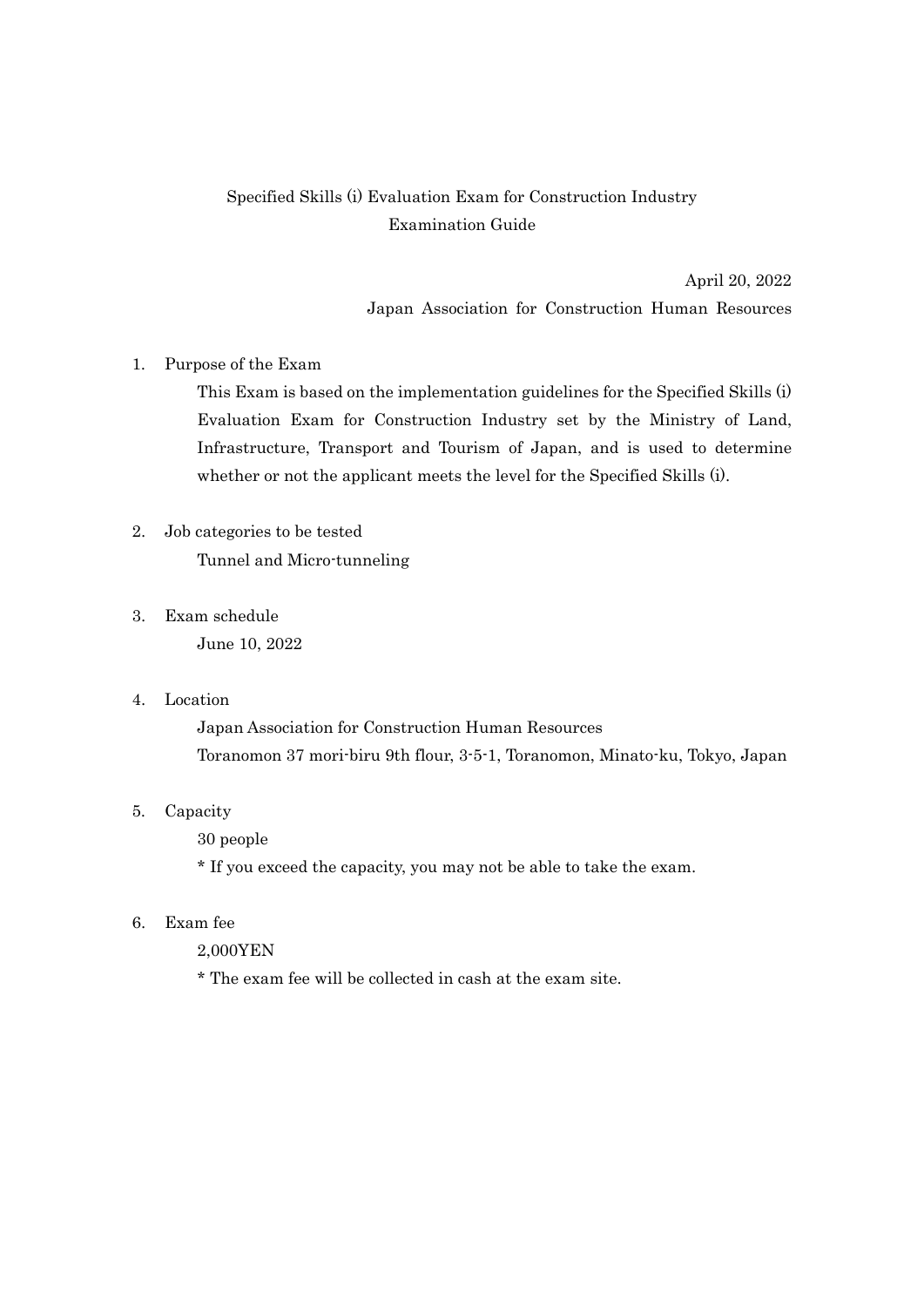# Specified Skills (i) Evaluation Exam for Construction Industry
# Examination Guide

April 20, 2022

Japan Association for Construction Human Resources

1. Purpose of the Exam

   This Exam is based on the implementation guidelines for the Specified Skills (i) Evaluation Exam for Construction Industry set by the Ministry of Land, Infrastructure, Transport and Tourism of Japan, and is used to determine whether or not the applicant meets the level for the Specified Skills (i).

2. Job categories to be tested

   Tunnel and Micro-tunneling

3. Exam schedule

   June 10, 2022

4. Location

   Japan Association for Construction Human Resources
   Toranomon 37 mori-biru 9th flour, 3-5-1, Toranomon, Minato-ku, Tokyo, Japan

5. Capacity

   30 people

   * If you exceed the capacity, you may not be able to take the exam.

6. Exam fee

   2,000YEN

   * The exam fee will be collected in cash at the exam site.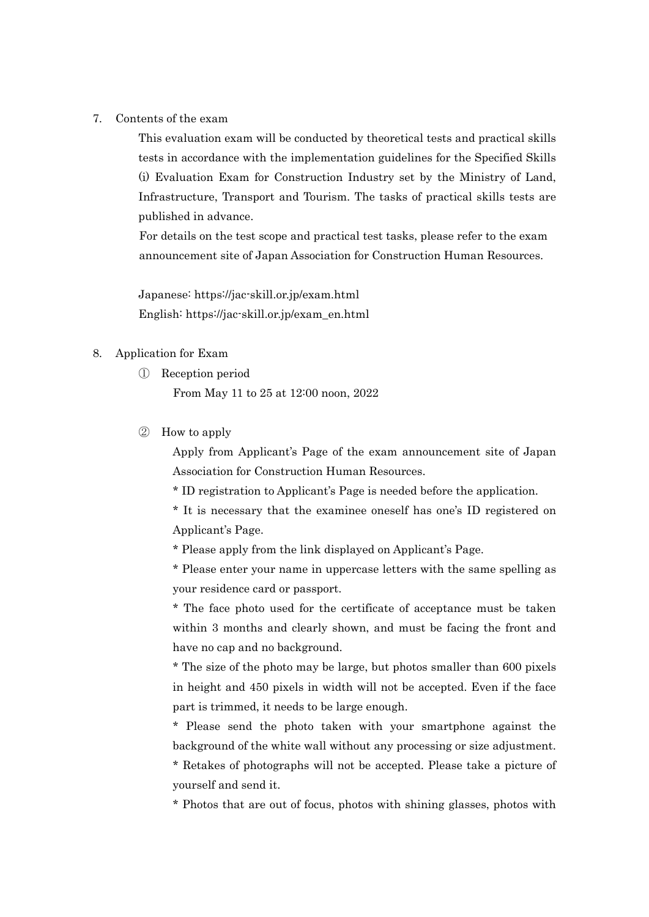7. Contents of the exam

   This evaluation exam will be conducted by theoretical tests and practical skills tests in accordance with the implementation guidelines for the Specified Skills (i) Evaluation Exam for Construction Industry set by the Ministry of Land, Infrastructure, Transport and Tourism. The tasks of practical skills tests are published in advance.

   For details on the test scope and practical test tasks, please refer to the exam announcement site of Japan Association for Construction Human Resources.

   Japanese: https://jac-skill.or.jp/exam.html
   English: https://jac-skill.or.jp/exam_en.html

8. Application for Exam

   ① Reception period

   From May 11 to 25 at 12:00 noon, 2022

   ② How to apply

   Apply from Applicant's Page of the exam announcement site of Japan Association for Construction Human Resources.

   * ID registration to Applicant's Page is needed before the application.

   * It is necessary that the examinee oneself has one's ID registered on Applicant's Page.

   * Please apply from the link displayed on Applicant's Page.

   * Please enter your name in uppercase letters with the same spelling as your residence card or passport.

   * The face photo used for the certificate of acceptance must be taken within 3 months and clearly shown, and must be facing the front and have no cap and no background.

   * The size of the photo may be large, but photos smaller than 600 pixels in height and 450 pixels in width will not be accepted. Even if the face part is trimmed, it needs to be large enough.

   * Please send the photo taken with your smartphone against the background of the white wall without any processing or size adjustment.

   * Retakes of photographs will not be accepted. Please take a picture of yourself and send it.

   * Photos that are out of focus, photos with shining glasses, photos with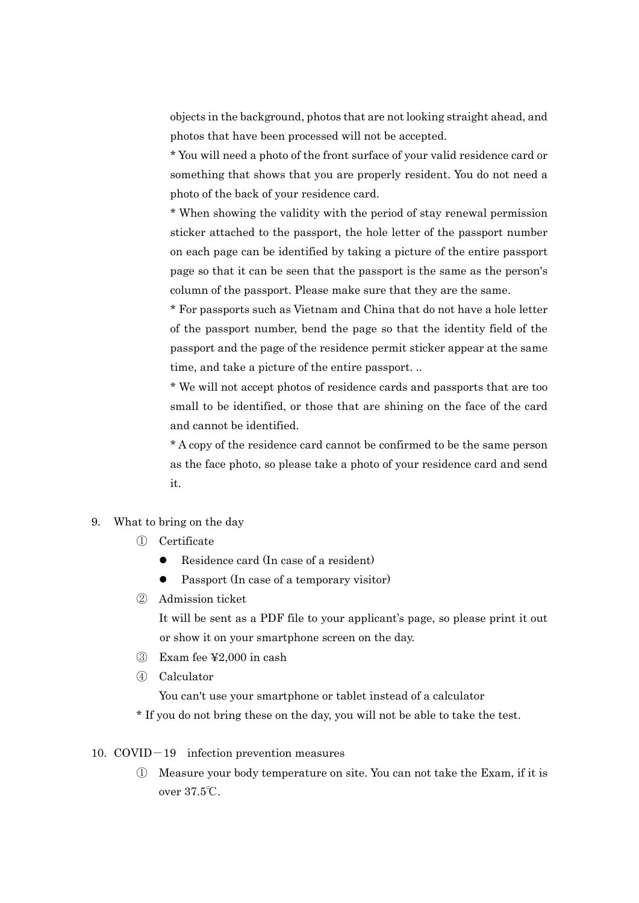objects in the background, photos that are not looking straight ahead, and photos that have been processed will not be accepted.

* You will need a photo of the front surface of your valid residence card or something that shows that you are properly resident. You do not need a photo of the back of your residence card.

* When showing the validity with the period of stay renewal permission sticker attached to the passport, the hole letter of the passport number on each page can be identified by taking a picture of the entire passport page so that it can be seen that the passport is the same as the person's column of the passport. Please make sure that they are the same.

* For passports such as Vietnam and China that do not have a hole letter of the passport number, bend the page so that the identity field of the passport and the page of the residence permit sticker appear at the same time, and take a picture of the entire passport. ..

* We will not accept photos of residence cards and passports that are too small to be identified, or those that are shining on the face of the card and cannot be identified.

* A copy of the residence card cannot be confirmed to be the same person as the face photo, so please take a photo of your residence card and send it.

9. What to bring on the day

① Certificate

- Residence card (In case of a resident)
- Passport (In case of a temporary visitor)

② Admission ticket

It will be sent as a PDF file to your applicant's page, so please print it out or show it on your smartphone screen on the day.

③ Exam fee ¥2,000 in cash

④ Calculator

You can't use your smartphone or tablet instead of a calculator

* If you do not bring these on the day, you will not be able to take the test.

10. COVID－19 infection prevention measures

① Measure your body temperature on site. You can not take the Exam, if it is over 37.5℃.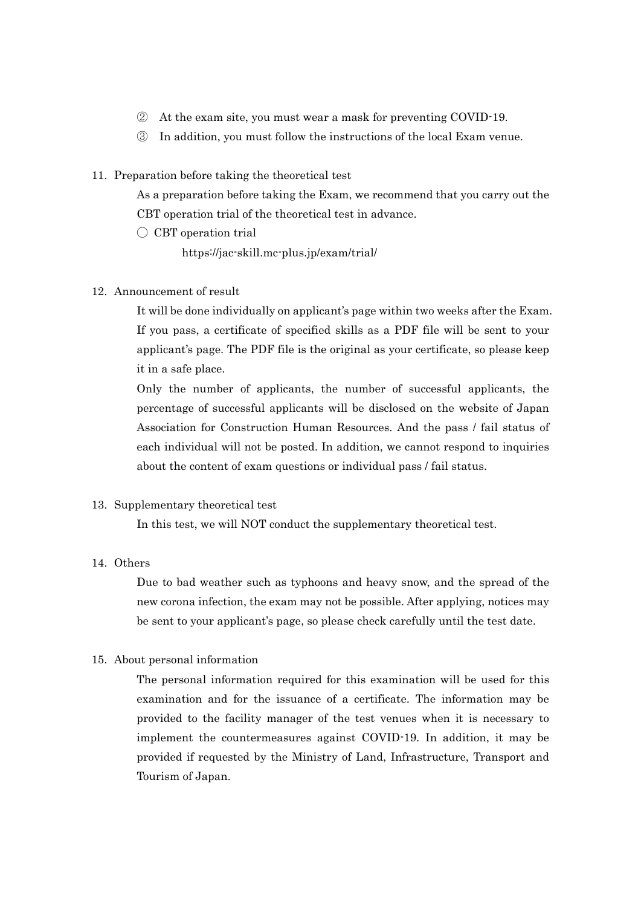② At the exam site, you must wear a mask for preventing COVID-19.

③ In addition, you must follow the instructions of the local Exam venue.

11. Preparation before taking the theoretical test

As a preparation before taking the Exam, we recommend that you carry out the CBT operation trial of the theoretical test in advance.

○ CBT operation trial

https://jac-skill.mc-plus.jp/exam/trial/

12. Announcement of result

It will be done individually on applicant's page within two weeks after the Exam. If you pass, a certificate of specified skills as a PDF file will be sent to your applicant's page. The PDF file is the original as your certificate, so please keep it in a safe place.

Only the number of applicants, the number of successful applicants, the percentage of successful applicants will be disclosed on the website of Japan Association for Construction Human Resources. And the pass / fail status of each individual will not be posted. In addition, we cannot respond to inquiries about the content of exam questions or individual pass / fail status.

13. Supplementary theoretical test

In this test, we will NOT conduct the supplementary theoretical test.

14. Others

Due to bad weather such as typhoons and heavy snow, and the spread of the new corona infection, the exam may not be possible. After applying, notices may be sent to your applicant's page, so please check carefully until the test date.

15. About personal information

The personal information required for this examination will be used for this examination and for the issuance of a certificate. The information may be provided to the facility manager of the test venues when it is necessary to implement the countermeasures against COVID-19. In addition, it may be provided if requested by the Ministry of Land, Infrastructure, Transport and Tourism of Japan.